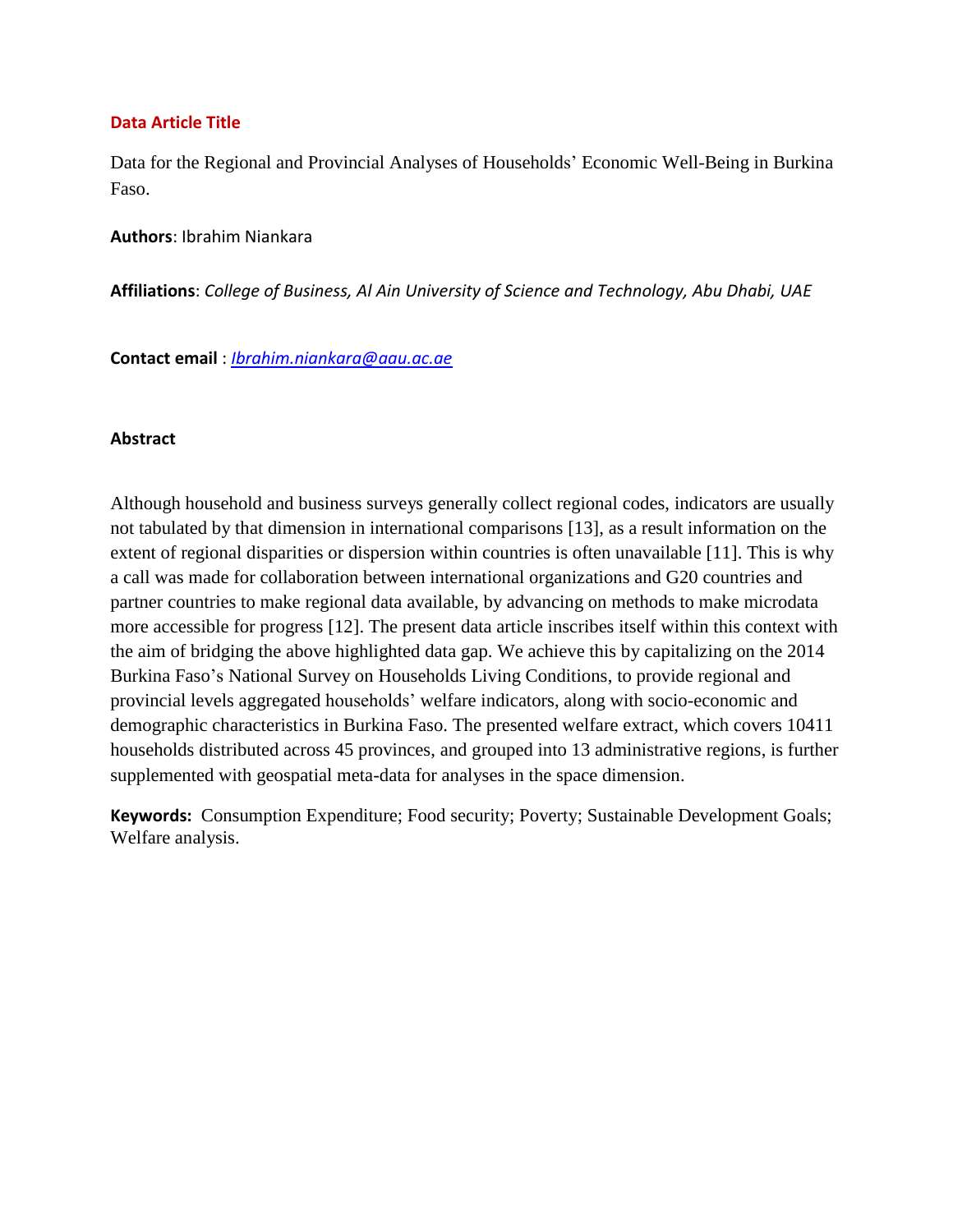## Data Article Title

Data for the Regional and Provincial Analyses of Households' Economic Well-Being in Burkina Faso.

**Authors**: Ibrahim Niankara

**Affiliations**: *College of Business, Al Ain University of Science and Technology, Abu Dhabi, UAE*

**Contact email** : *Ibrahim.niankara@aau.ac.ae*

## Abstract

Although household and business surveys generally collect regional codes, indicators are usually not tabulated by that dimension in international comparisons [13], as a result information on the extent of regional disparities or dispersion within countries is often unavailable [11]. This is why a call was made for collaboration between international organizations and G20 countries and partner countries to make regional data available, by advancing on methods to make microdata more accessible for progress [12]. The present data article inscribes itself within this context with the aim of bridging the above highlighted data gap. We achieve this by capitalizing on the 2014 Burkina Faso's National Survey on Households Living Conditions, to provide regional and provincial levels aggregated households' welfare indicators, along with socio-economic and demographic characteristics in Burkina Faso. The presented welfare extract, which covers 10411 households distributed across 45 provinces, and grouped into 13 administrative regions, is further supplemented with geospatial meta-data for analyses in the space dimension.

**Keywords:** Consumption Expenditure; Food security; Poverty; Sustainable Development Goals; Welfare analysis.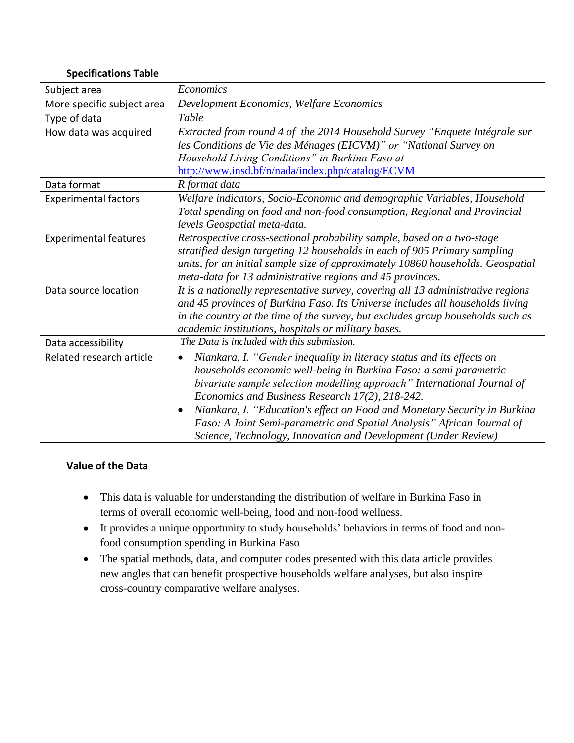**Specifications Table**

| | |
|---|---|
| Subject area | *Economics* |
| More specific subject area | *Development Economics, Welfare Economics* |
| Type of data | *Table* |
| How data was acquired | *Extracted from round 4 of the 2014 Household Survey "Enquete Intégrale sur les Conditions de Vie des Ménages (EICVM)" or "National Survey on Household Living Conditions" in Burkina Faso at* http://www.insd.bf/n/nada/index.php/catalog/ECVM |
| Data format | *R format data* |
| Experimental factors | *Welfare indicators, Socio-Economic and demographic Variables, Household Total spending on food and non-food consumption, Regional and Provincial levels Geospatial meta-data.* |
| Experimental features | *Retrospective cross-sectional probability sample, based on a two-stage stratified design targeting 12 households in each of 905 Primary sampling units, for an initial sample size of approximately 10860 households. Geospatial meta-data for 13 administrative regions and 45 provinces.* |
| Data source location | *It is a nationally representative survey, covering all 13 administrative regions and 45 provinces of Burkina Faso. Its Universe includes all households living in the country at the time of the survey, but excludes group households such as academic institutions, hospitals or military bases.* |
| Data accessibility | *The Data is included with this submission.* |
| Related research article | • *Niankara, I. "Gender inequality in literacy status and its effects on households economic well-being in Burkina Faso: a semi parametric bivariate sample selection modelling approach" International Journal of Economics and Business Research 17(2), 218-242.* <br> • *Niankara, I. "Education's effect on Food and Monetary Security in Burkina Faso: A Joint Semi-parametric and Spatial Analysis" African Journal of Science, Technology, Innovation and Development (Under Review)* |

**Value of the Data**

- This data is valuable for understanding the distribution of welfare in Burkina Faso in terms of overall economic well-being, food and non-food wellness.
- It provides a unique opportunity to study households' behaviors in terms of food and non-food consumption spending in Burkina Faso
- The spatial methods, data, and computer codes presented with this data article provides new angles that can benefit prospective households welfare analyses, but also inspire cross-country comparative welfare analyses.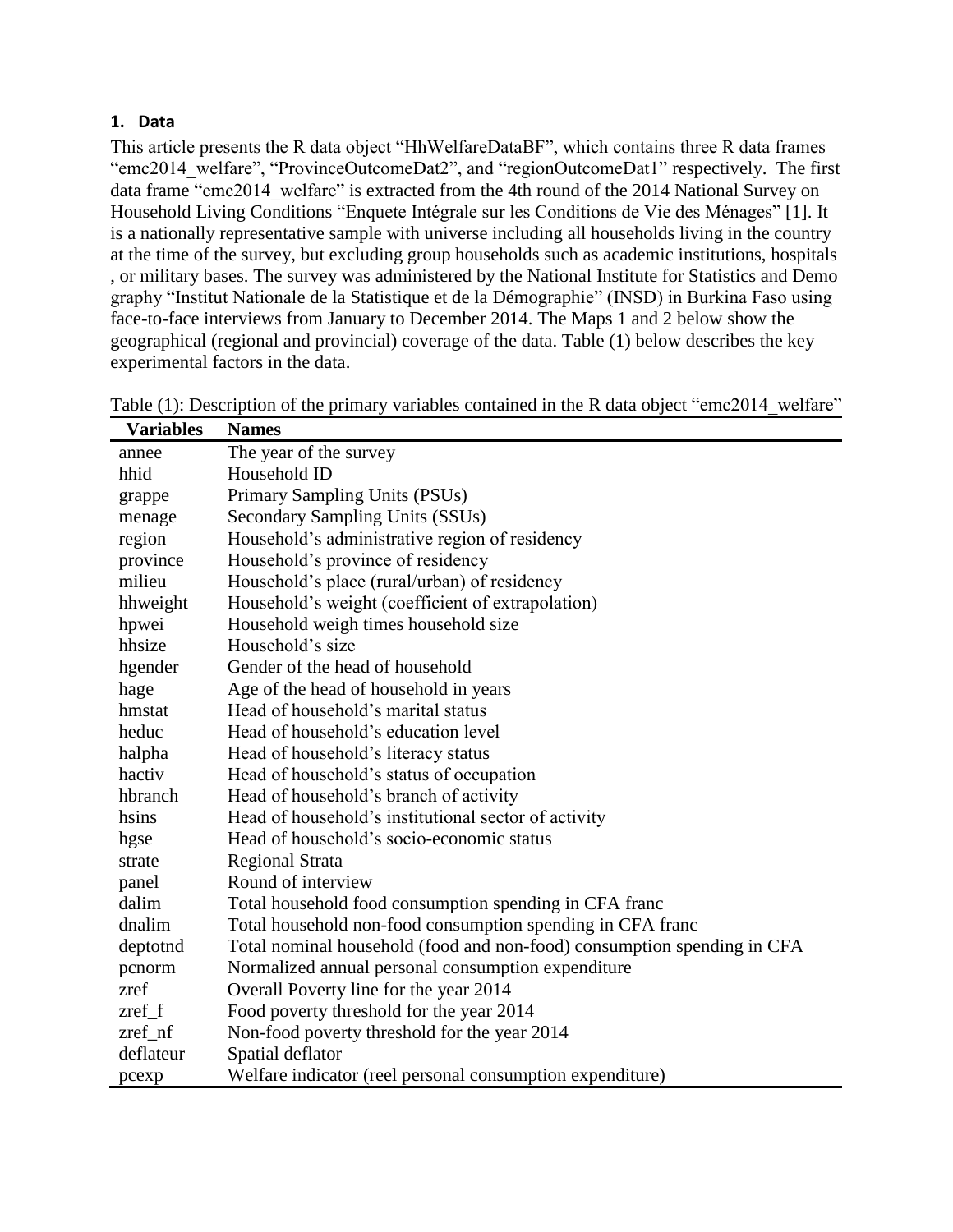## 1. Data

This article presents the R data object "HhWelfareDataBF", which contains three R data frames "emc2014_welfare", "ProvinceOutcomeDat2", and "regionOutcomeDat1" respectively. The first data frame "emc2014_welfare" is extracted from the 4th round of the 2014 National Survey on Household Living Conditions "Enquete Intégrale sur les Conditions de Vie des Ménages" [1]. It is a nationally representative sample with universe including all households living in the country at the time of the survey, but excluding group households such as academic institutions, hospitals , or military bases. The survey was administered by the National Institute for Statistics and Demo graphy "Institut Nationale de la Statistique et de la Démographie" (INSD) in Burkina Faso using face-to-face interviews from January to December 2014. The Maps 1 and 2 below show the geographical (regional and provincial) coverage of the data. Table (1) below describes the key experimental factors in the data.

Table (1): Description of the primary variables contained in the R data object "emc2014_welfare"

| Variables | Names |
|---|---|
| annee | The year of the survey |
| hhid | Household ID |
| grappe | Primary Sampling Units (PSUs) |
| menage | Secondary Sampling Units (SSUs) |
| region | Household's administrative region of residency |
| province | Household's province of residency |
| milieu | Household's place (rural/urban) of residency |
| hhweight | Household's weight (coefficient of extrapolation) |
| hpwei | Household weigh times household size |
| hhsize | Household's size |
| hgender | Gender of the head of household |
| hage | Age of the head of household in years |
| hmstat | Head of household's marital status |
| heduc | Head of household's education level |
| halpha | Head of household's literacy status |
| hactiv | Head of household's status of occupation |
| hbranch | Head of household's branch of activity |
| hsins | Head of household's institutional sector of activity |
| hgse | Head of household's socio-economic status |
| strate | Regional Strata |
| panel | Round of interview |
| dalim | Total household food consumption spending in CFA franc |
| dnalim | Total household non-food consumption spending in CFA franc |
| deptotnd | Total nominal household (food and non-food) consumption spending in CFA |
| pcnorm | Normalized annual personal consumption expenditure |
| zref | Overall Poverty line for the year 2014 |
| zref_f | Food poverty threshold for the year 2014 |
| zref_nf | Non-food poverty threshold for the year 2014 |
| deflateur | Spatial deflator |
| pcexp | Welfare indicator (reel personal consumption expenditure) |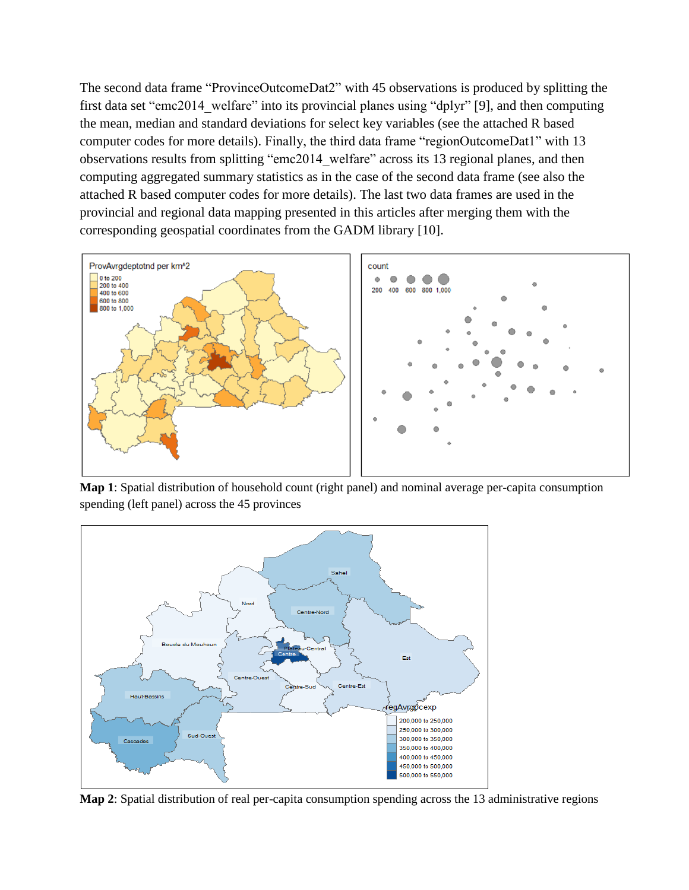The second data frame “ProvinceOutcomeDat2” with 45 observations is produced by splitting the first data set “emc2014_welfare” into its provincial planes using “dplyr” [9], and then computing the mean, median and standard deviations for select key variables (see the attached R based computer codes for more details). Finally, the third data frame “regionOutcomeDat1” with 13 observations results from splitting “emc2014_welfare” across its 13 regional planes, and then computing aggregated summary statistics as in the case of the second data frame (see also the attached R based computer codes for more details). The last two data frames are used in the provincial and regional data mapping presented in this articles after merging them with the corresponding geospatial coordinates from the GADM library [10].

**Map 1**: Spatial distribution of household count (right panel) and nominal average per-capita consumption spending (left panel) across the 45 provinces

**Map 2**: Spatial distribution of real per-capita consumption spending across the 13 administrative regions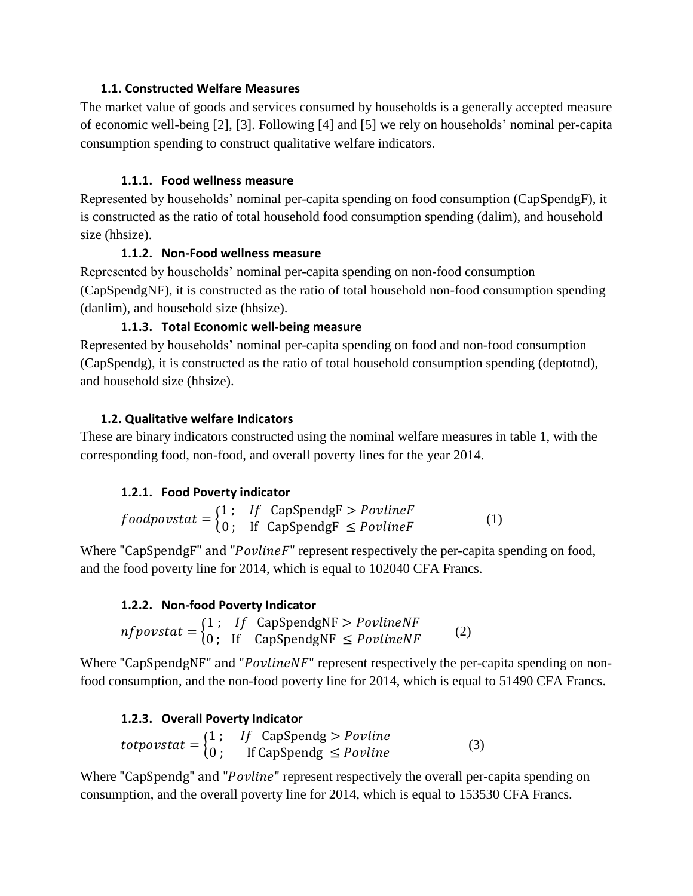### 1.1. Constructed Welfare Measures

The market value of goods and services consumed by households is a generally accepted measure of economic well-being [2], [3]. Following [4] and [5] we rely on households' nominal per-capita consumption spending to construct qualitative welfare indicators.

#### 1.1.1. Food wellness measure

Represented by households' nominal per-capita spending on food consumption (CapSpendgF), it is constructed as the ratio of total household food consumption spending (dalim), and household size (hhsize).

#### 1.1.2. Non-Food wellness measure

Represented by households' nominal per-capita spending on non-food consumption (CapSpendgNF), it is constructed as the ratio of total household non-food consumption spending (danlim), and household size (hhsize).

#### 1.1.3. Total Economic well-being measure

Represented by households' nominal per-capita spending on food and non-food consumption (CapSpendg), it is constructed as the ratio of total household consumption spending (deptotnd), and household size (hhsize).

### 1.2. Qualitative welfare Indicators

These are binary indicators constructed using the nominal welfare measures in table 1, with the corresponding food, non-food, and overall poverty lines for the year 2014.

#### 1.2.1. Food Poverty indicator

$$foodpovstat = \begin{cases} 1 ; & If \;\; \text{CapSpendgF} > PovlineF \\ 0 ; & \text{If} \;\; \text{CapSpendgF} \leq PovlineF \end{cases} \tag{1}$$

Where "CapSpendgF" and "$PovlineF$" represent respectively the per-capita spending on food, and the food poverty line for 2014, which is equal to 102040 CFA Francs.

#### 1.2.2. Non-food Poverty Indicator

$$nfpovstat = \begin{cases} 1 ; & If \;\; \text{CapSpendgNF} > PovlineNF \\ 0 ; & \text{If} \;\; \text{CapSpendgNF} \leq PovlineNF \end{cases} \tag{2}$$

Where "CapSpendgNF" and "$PovlineNF$" represent respectively the per-capita spending on non-food consumption, and the non-food poverty line for 2014, which is equal to 51490 CFA Francs.

#### 1.2.3. Overall Poverty Indicator

$$totpovstat = \begin{cases} 1 ; & If \;\; \text{CapSpendg} > Povline \\ 0 ; & \text{If CapSpendg} \leq Povline \end{cases} \tag{3}$$

Where "CapSpendg" and "$Povline$" represent respectively the overall per-capita spending on consumption, and the overall poverty line for 2014, which is equal to 153530 CFA Francs.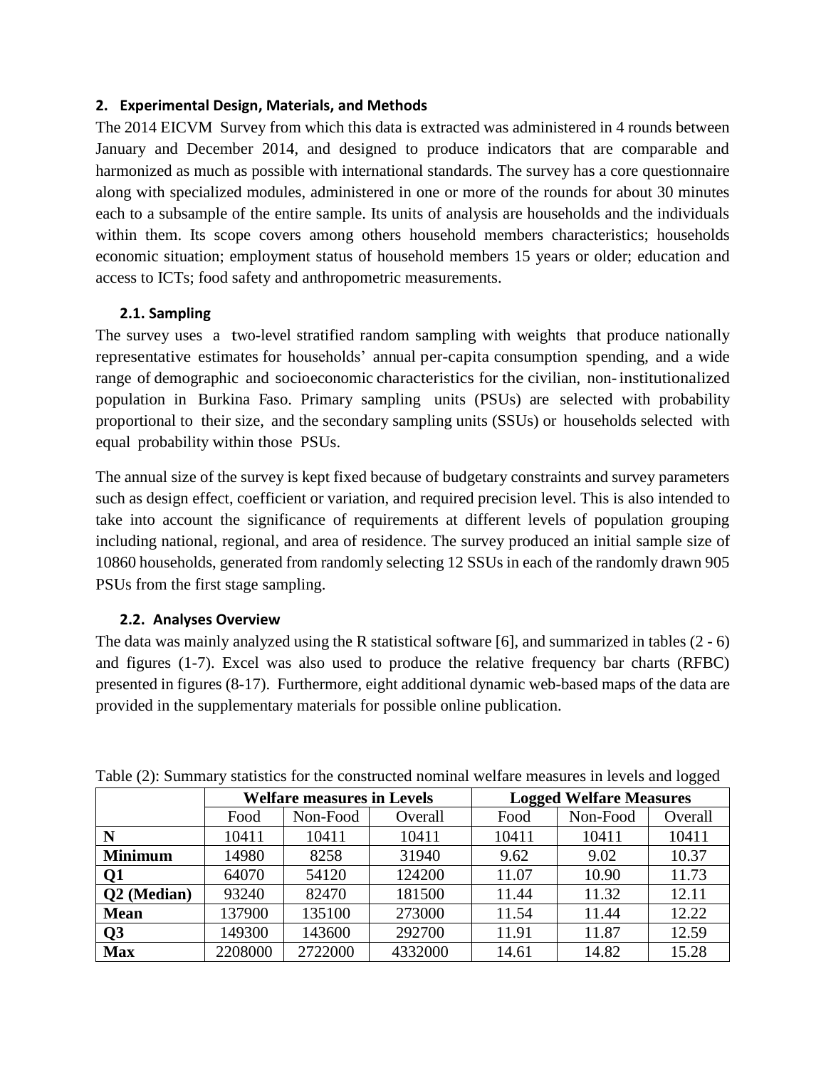## 2. Experimental Design, Materials, and Methods

The 2014 EICVM Survey from which this data is extracted was administered in 4 rounds between January and December 2014, and designed to produce indicators that are comparable and harmonized as much as possible with international standards. The survey has a core questionnaire along with specialized modules, administered in one or more of the rounds for about 30 minutes each to a subsample of the entire sample. Its units of analysis are households and the individuals within them. Its scope covers among others household members characteristics; households economic situation; employment status of household members 15 years or older; education and access to ICTs; food safety and anthropometric measurements.

### 2.1. Sampling

The survey uses a two-level stratified random sampling with weights that produce nationally representative estimates for households' annual per-capita consumption spending, and a wide range of demographic and socioeconomic characteristics for the civilian, non-institutionalized population in Burkina Faso. Primary sampling units (PSUs) are selected with probability proportional to their size, and the secondary sampling units (SSUs) or households selected with equal probability within those PSUs.

The annual size of the survey is kept fixed because of budgetary constraints and survey parameters such as design effect, coefficient or variation, and required precision level. This is also intended to take into account the significance of requirements at different levels of population grouping including national, regional, and area of residence. The survey produced an initial sample size of 10860 households, generated from randomly selecting 12 SSUs in each of the randomly drawn 905 PSUs from the first stage sampling.

### 2.2. Analyses Overview

The data was mainly analyzed using the R statistical software [6], and summarized in tables (2 - 6) and figures (1-7). Excel was also used to produce the relative frequency bar charts (RFBC) presented in figures (8-17). Furthermore, eight additional dynamic web-based maps of the data are provided in the supplementary materials for possible online publication.

Table (2): Summary statistics for the constructed nominal welfare measures in levels and logged

| | **Welfare measures in Levels** | | | **Logged Welfare Measures** | | |
|---|---|---|---|---|---|---|
| | Food | Non-Food | Overall | Food | Non-Food | Overall |
| **N** | 10411 | 10411 | 10411 | 10411 | 10411 | 10411 |
| **Minimum** | 14980 | 8258 | 31940 | 9.62 | 9.02 | 10.37 |
| **Q1** | 64070 | 54120 | 124200 | 11.07 | 10.90 | 11.73 |
| **Q2 (Median)** | 93240 | 82470 | 181500 | 11.44 | 11.32 | 12.11 |
| **Mean** | 137900 | 135100 | 273000 | 11.54 | 11.44 | 12.22 |
| **Q3** | 149300 | 143600 | 292700 | 11.91 | 11.87 | 12.59 |
| **Max** | 2208000 | 2722000 | 4332000 | 14.61 | 14.82 | 15.28 |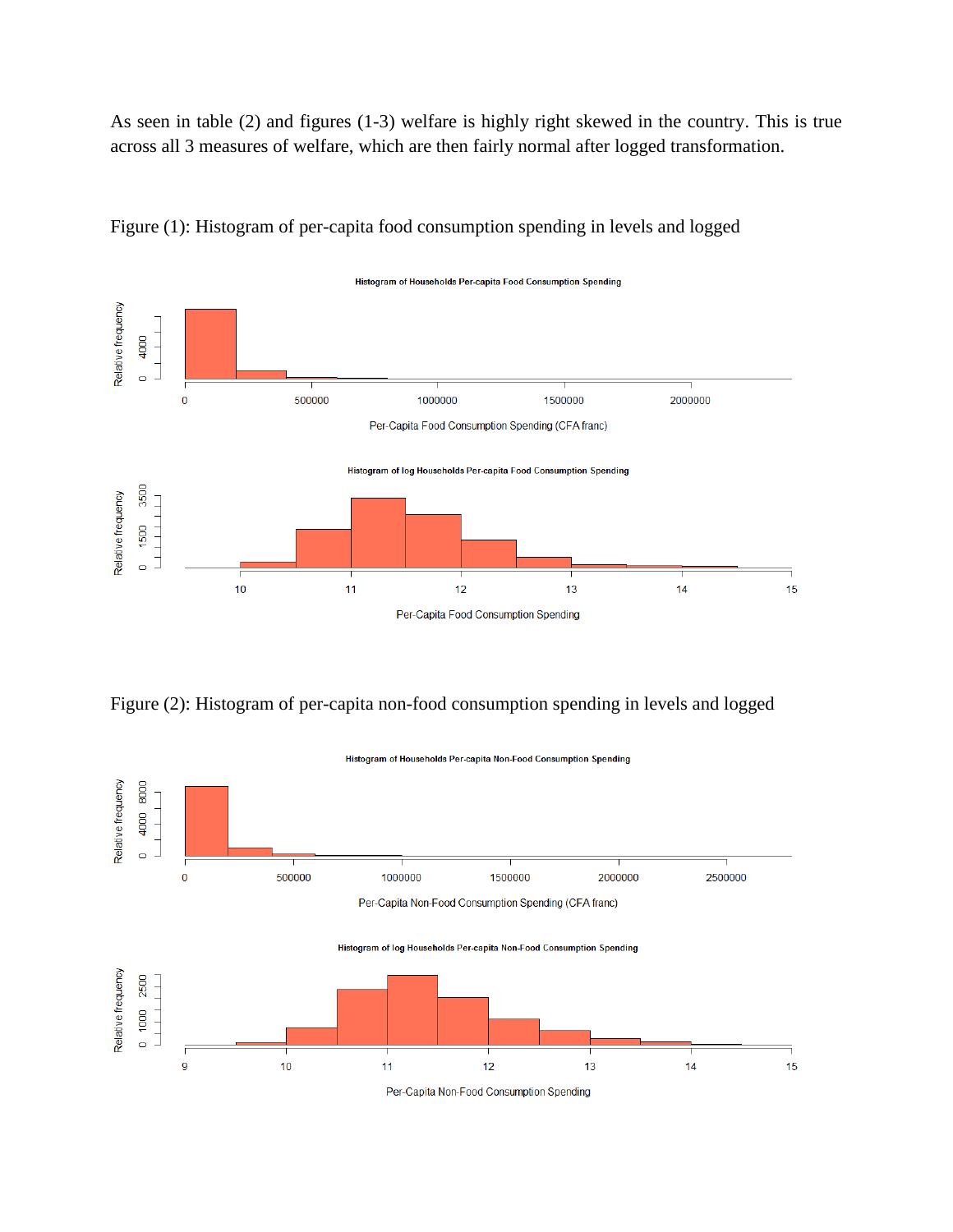As seen in table (2) and figures (1-3) welfare is highly right skewed in the country. This is true across all 3 measures of welfare, which are then fairly normal after logged transformation.

Figure (1): Histogram of per-capita food consumption spending in levels and logged

Figure (2): Histogram of per-capita non-food consumption spending in levels and logged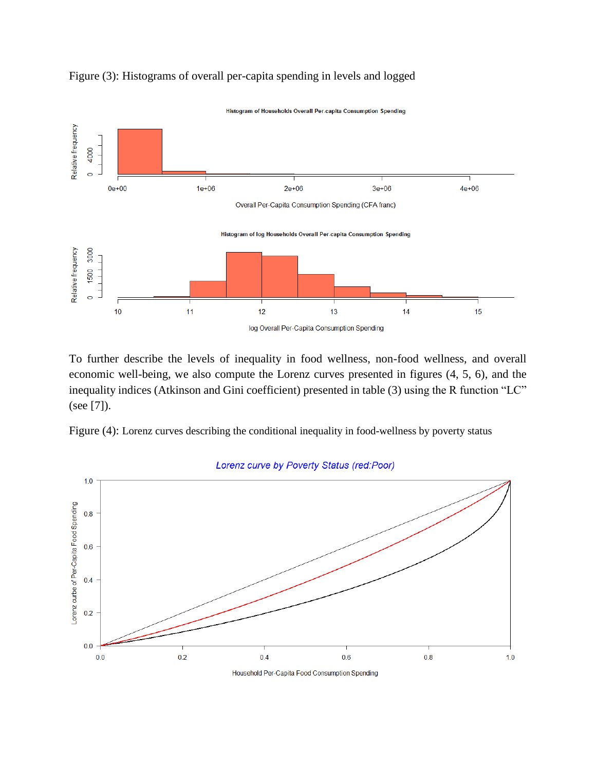Figure (3): Histograms of overall per-capita spending in levels and logged

To further describe the levels of inequality in food wellness, non-food wellness, and overall economic well-being, we also compute the Lorenz curves presented in figures (4, 5, 6), and the inequality indices (Atkinson and Gini coefficient) presented in table (3) using the R function "LC" (see [7]).

Figure (4): Lorenz curves describing the conditional inequality in food-wellness by poverty status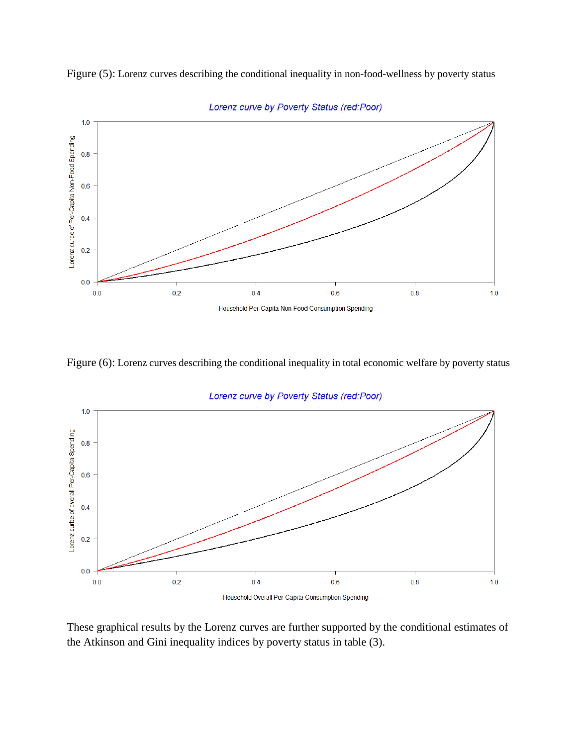Figure (5): Lorenz curves describing the conditional inequality in non-food-wellness by poverty status

Figure (6): Lorenz curves describing the conditional inequality in total economic welfare by poverty status

These graphical results by the Lorenz curves are further supported by the conditional estimates of the Atkinson and Gini inequality indices by poverty status in table (3).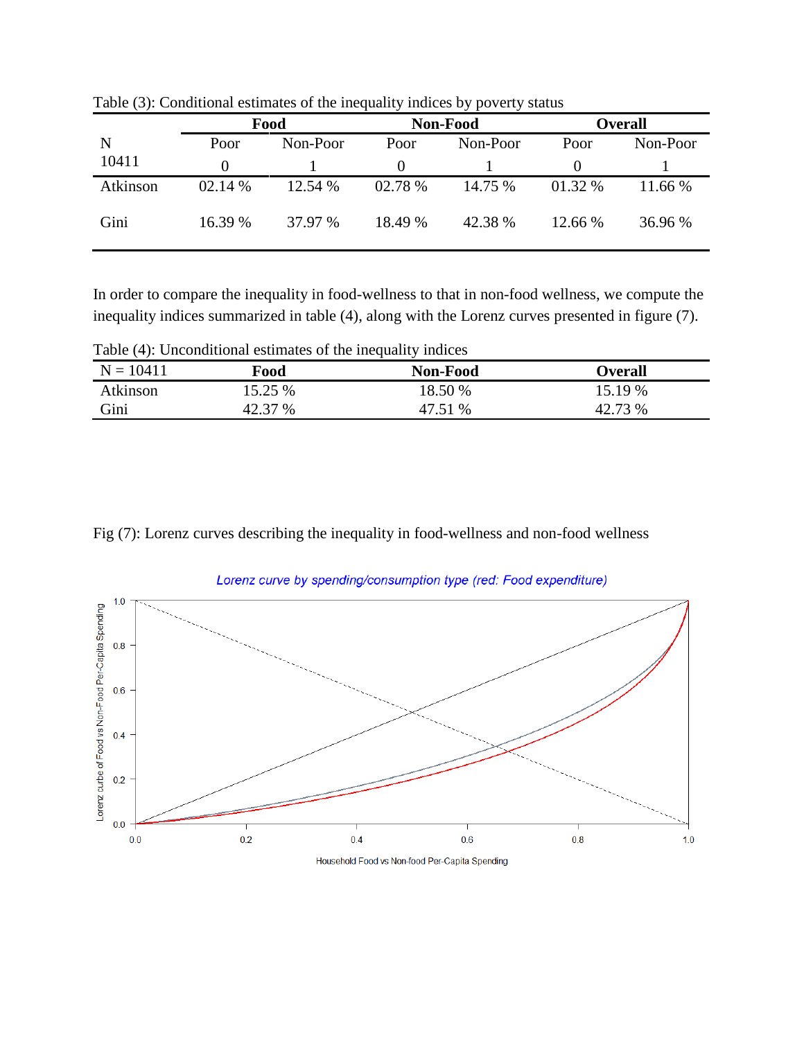Table (3): Conditional estimates of the inequality indices by poverty status

| | Food | | Non-Food | | Overall | |
|---|---|---|---|---|---|---|
| N | Poor | Non-Poor | Poor | Non-Poor | Poor | Non-Poor |
| 10411 | 0 | 1 | 0 | 1 | 0 | 1 |
| Atkinson | 02.14 % | 12.54 % | 02.78 % | 14.75 % | 01.32 % | 11.66 % |
| Gini | 16.39 % | 37.97 % | 18.49 % | 42.38 % | 12.66 % | 36.96 % |

In order to compare the inequality in food-wellness to that in non-food wellness, we compute the inequality indices summarized in table (4), along with the Lorenz curves presented in figure (7).

Table (4): Unconditional estimates of the inequality indices

| N = 10411 | Food | Non-Food | Overall |
|---|---|---|---|
| Atkinson | 15.25 % | 18.50 % | 15.19 % |
| Gini | 42.37 % | 47.51 % | 42.73 % |

Fig (7): Lorenz curves describing the inequality in food-wellness and non-food wellness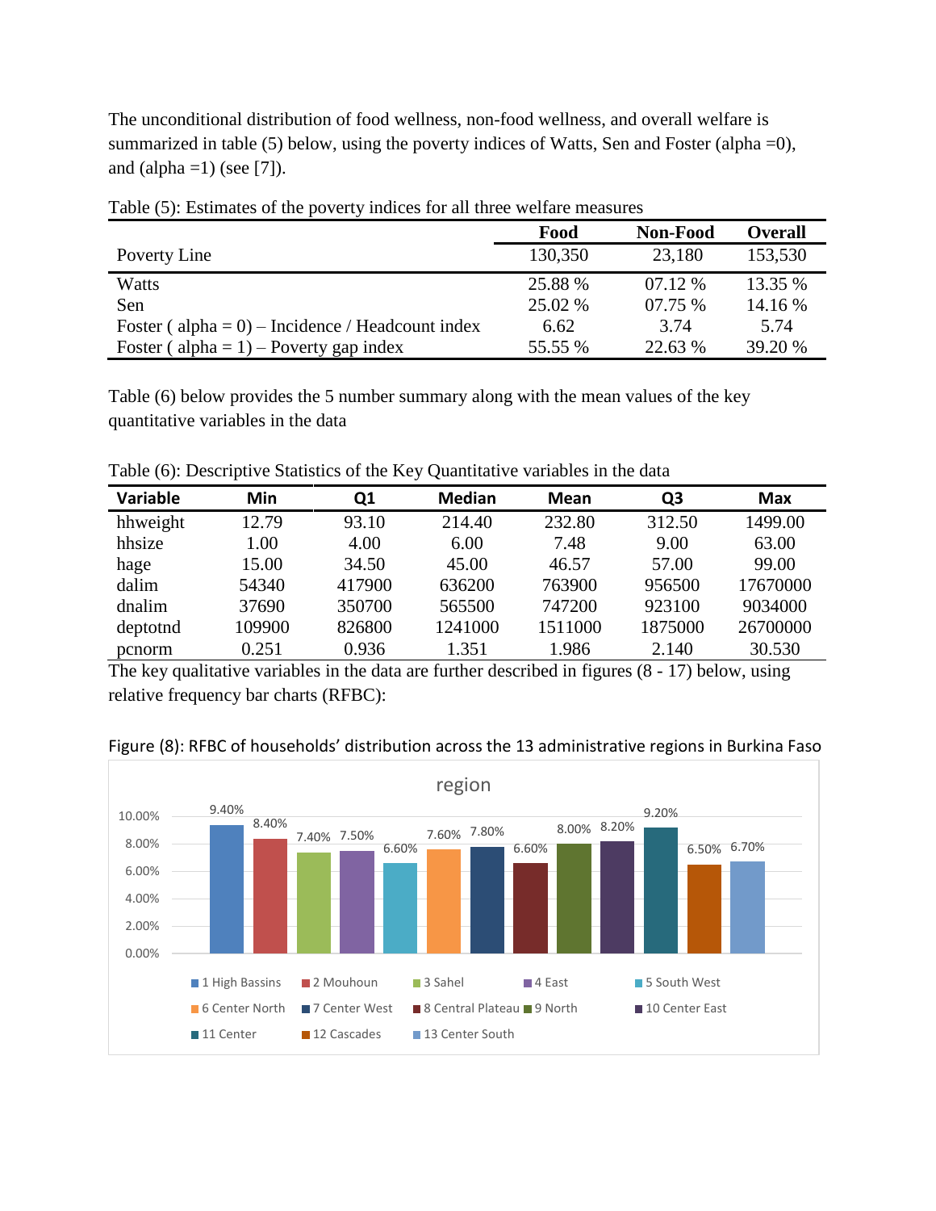The unconditional distribution of food wellness, non-food wellness, and overall welfare is summarized in table (5) below, using the poverty indices of Watts, Sen and Foster (alpha =0), and (alpha =1) (see [7]).

Table (5): Estimates of the poverty indices for all three welfare measures

| | Food | Non-Food | Overall |
|---|---|---|---|
| Poverty Line | 130,350 | 23,180 | 153,530 |
| Watts | 25.88 % | 07.12 % | 13.35 % |
| Sen | 25.02 % | 07.75 % | 14.16 % |
| Foster ( alpha = 0) – Incidence / Headcount index | 6.62 | 3.74 | 5.74 |
| Foster ( alpha = 1) – Poverty gap index | 55.55 % | 22.63 % | 39.20 % |

Table (6) below provides the 5 number summary along with the mean values of the key quantitative variables in the data

Table (6): Descriptive Statistics of the Key Quantitative variables in the data

| Variable | Min | Q1 | Median | Mean | Q3 | Max |
|---|---|---|---|---|---|---|
| hhweight | 12.79 | 93.10 | 214.40 | 232.80 | 312.50 | 1499.00 |
| hhsize | 1.00 | 4.00 | 6.00 | 7.48 | 9.00 | 63.00 |
| hage | 15.00 | 34.50 | 45.00 | 46.57 | 57.00 | 99.00 |
| dalim | 54340 | 417900 | 636200 | 763900 | 956500 | 17670000 |
| dnalim | 37690 | 350700 | 565500 | 747200 | 923100 | 9034000 |
| deptotnd | 109900 | 826800 | 1241000 | 1511000 | 1875000 | 26700000 |
| pcnorm | 0.251 | 0.936 | 1.351 | 1.986 | 2.140 | 30.530 |

The key qualitative variables in the data are further described in figures (8 - 17) below, using relative frequency bar charts (RFBC):

Figure (8): RFBC of households' distribution across the 13 administrative regions in Burkina Faso

| region | Percentage |
|---|---|
| 1 High Bassins | 9.40% |
| 2 Mouhoun | 8.40% |
| 3 Sahel | 7.40% |
| 4 East | 7.50% |
| 5 South West | 6.60% |
| 6 Center North | 7.60% |
| 7 Center West | 7.80% |
| 8 Central Plateau | 6.60% |
| 9 North | 8.00% |
| 10 Center East | 8.20% |
| 11 Center | 9.20% |
| 12 Cascades | 6.50% |
| 13 Center South | 6.70% |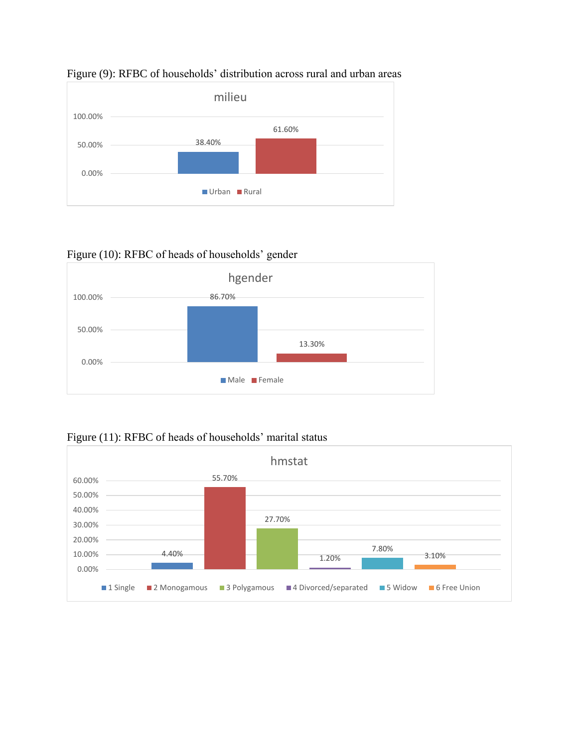Figure (9): RFBC of households' distribution across rural and urban areas

| milieu | Urban | Rural |
|---|---|---|
| % | 38.40% | 61.60% |

Figure (10): RFBC of heads of households' gender

| hgender | Male | Female |
|---|---|---|
| % | 86.70% | 13.30% |

Figure (11): RFBC of heads of households' marital status

| hmstat | 1 Single | 2 Monogamous | 3 Polygamous | 4 Divorced/separated | 5 Widow | 6 Free Union |
|---|---|---|---|---|---|---|
| % | 4.40% | 55.70% | 27.70% | 1.20% | 7.80% | 3.10% |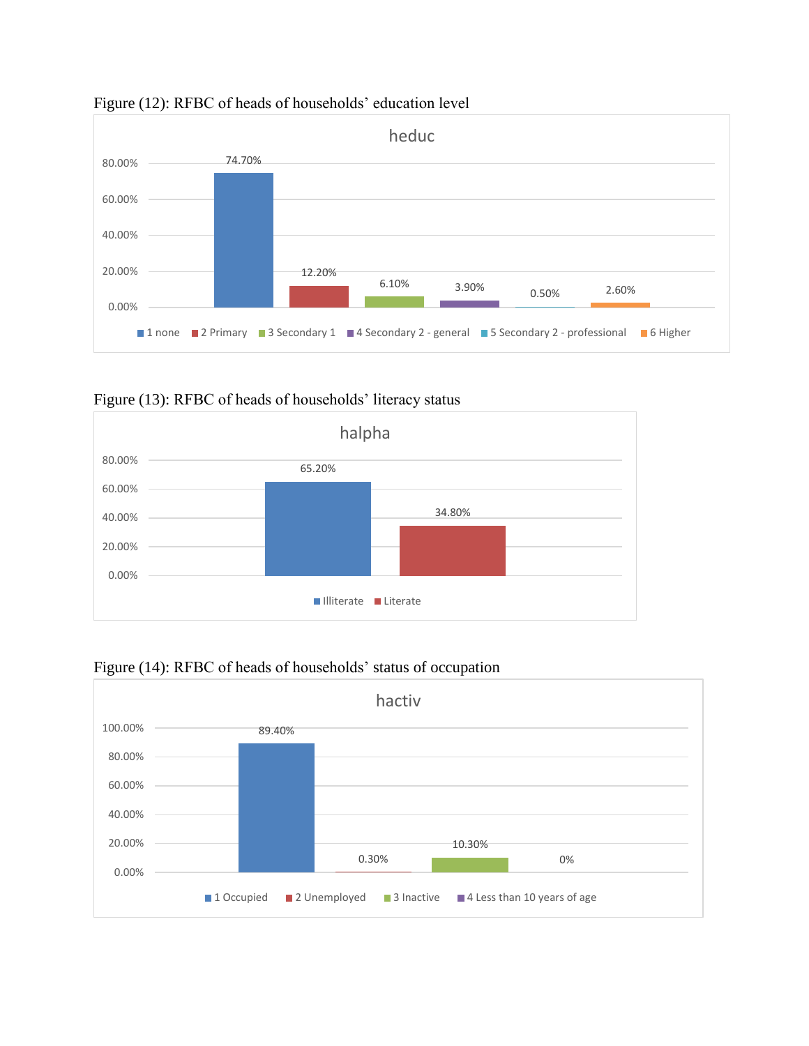Figure (12): RFBC of heads of households' education level

heduc

| Category | Percentage |
|---|---|
| 1 none | 74.70% |
| 2 Primary | 12.20% |
| 3 Secondary 1 | 6.10% |
| 4 Secondary 2 - general | 3.90% |
| 5 Secondary 2 - professional | 0.50% |
| 6 Higher | 2.60% |

Figure (13): RFBC of heads of households' literacy status

halpha

| Category | Percentage |
|---|---|
| Illiterate | 65.20% |
| Literate | 34.80% |

Figure (14): RFBC of heads of households' status of occupation

hactiv

| Category | Percentage |
|---|---|
| 1 Occupied | 89.40% |
| 2 Unemployed | 0.30% |
| 3 Inactive | 10.30% |
| 4 Less than 10 years of age | 0% |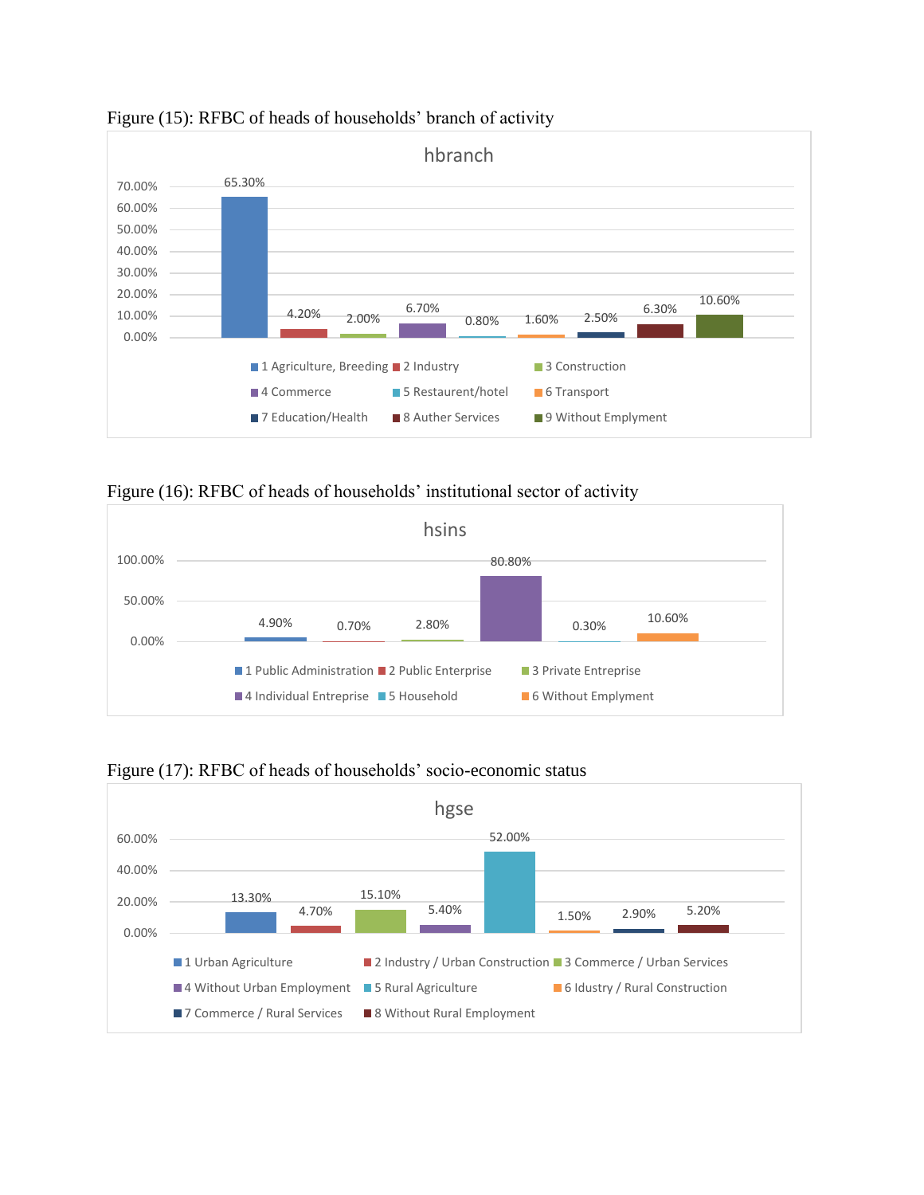Figure (15): RFBC of heads of households' branch of activity

hbranch

| Category | Percentage |
|---|---|
| 1 Agriculture, Breeding | 65.30% |
| 2 Industry | 4.20% |
| 3 Construction | 2.00% |
| 4 Commerce | 6.70% |
| 5 Restaurent/hotel | 0.80% |
| 6 Transport | 1.60% |
| 7 Education/Health | 2.50% |
| 8 Auther Services | 6.30% |
| 9 Without Emplyment | 10.60% |

Figure (16): RFBC of heads of households' institutional sector of activity

hsins

| Category | Percentage |
|---|---|
| 1 Public Administration | 4.90% |
| 2 Public Enterprise | 0.70% |
| 3 Private Entreprise | 2.80% |
| 4 Individual Entreprise | 80.80% |
| 5 Household | 0.30% |
| 6 Without Emplyment | 10.60% |

Figure (17): RFBC of heads of households' socio-economic status

hgse

| Category | Percentage |
|---|---|
| 1 Urban Agriculture | 13.30% |
| 2 Industry / Urban Construction | 4.70% |
| 3 Commerce / Urban Services | 15.10% |
| 4 Without Urban Employment | 5.40% |
| 5 Rural Agriculture | 52.00% |
| 6 Idustry / Rural Construction | 1.50% |
| 7 Commerce / Rural Services | 2.90% |
| 8 Without Rural Employment | 5.20% |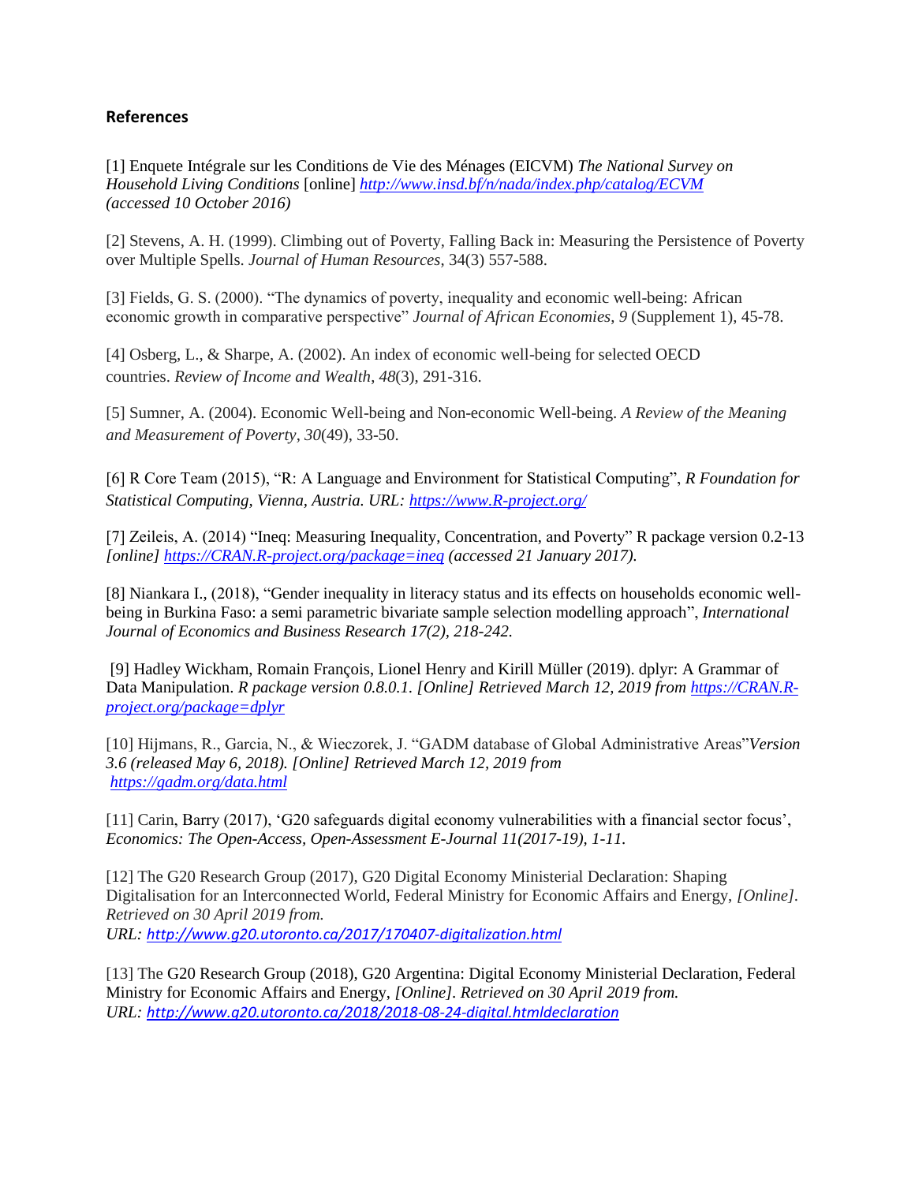## References

[1] Enquete Intégrale sur les Conditions de Vie des Ménages (EICVM) *The National Survey on Household Living Conditions* [online] *http://www.insd.bf/n/nada/index.php/catalog/ECVM (accessed 10 October 2016)*

[2] Stevens, A. H. (1999). Climbing out of Poverty, Falling Back in: Measuring the Persistence of Poverty over Multiple Spells. *Journal of Human Resources*, 34(3) 557-588.

[3] Fields, G. S. (2000). "The dynamics of poverty, inequality and economic well-being: African economic growth in comparative perspective" *Journal of African Economies, 9* (Supplement 1), 45-78.

[4] Osberg, L., & Sharpe, A. (2002). An index of economic well-being for selected OECD countries. *Review of Income and Wealth*, *48*(3), 291-316.

[5] Sumner, A. (2004). Economic Well-being and Non-economic Well-being. *A Review of the Meaning and Measurement of Poverty*, *30*(49), 33-50.

[6] R Core Team (2015), "R: A Language and Environment for Statistical Computing", *R Foundation for Statistical Computing, Vienna, Austria. URL: https://www.R-project.org/*

[7] Zeileis, A. (2014) "Ineq: Measuring Inequality, Concentration, and Poverty" R package version 0.2-13 *[online] https://CRAN.R-project.org/package=ineq (accessed 21 January 2017).*

[8] Niankara I., (2018), "Gender inequality in literacy status and its effects on households economic well-being in Burkina Faso: a semi parametric bivariate sample selection modelling approach", *International Journal of Economics and Business Research 17(2), 218-242.*

[9] Hadley Wickham, Romain François, Lionel Henry and Kirill Müller (2019). dplyr: A Grammar of Data Manipulation. *R package version 0.8.0.1. [Online] Retrieved March 12, 2019 from https://CRAN.R-project.org/package=dplyr*

[10] Hijmans, R., Garcia, N., & Wieczorek, J. "GADM database of Global Administrative Areas"*Version 3.6 (released May 6, 2018). [Online] Retrieved March 12, 2019 from https://gadm.org/data.html*

[11] Carin, Barry (2017), 'G20 safeguards digital economy vulnerabilities with a financial sector focus', *Economics: The Open-Access, Open-Assessment E-Journal 11(2017-19), 1-11.*

[12] The G20 Research Group (2017), G20 Digital Economy Ministerial Declaration: Shaping Digitalisation for an Interconnected World, Federal Ministry for Economic Affairs and Energy, *[Online]. Retrieved on 30 April 2019 from. URL: http://www.g20.utoronto.ca/2017/170407-digitalization.html*

[13] The G20 Research Group (2018), G20 Argentina: Digital Economy Ministerial Declaration, Federal Ministry for Economic Affairs and Energy, *[Online]. Retrieved on 30 April 2019 from. URL: http://www.g20.utoronto.ca/2018/2018-08-24-digital.htmldeclaration*